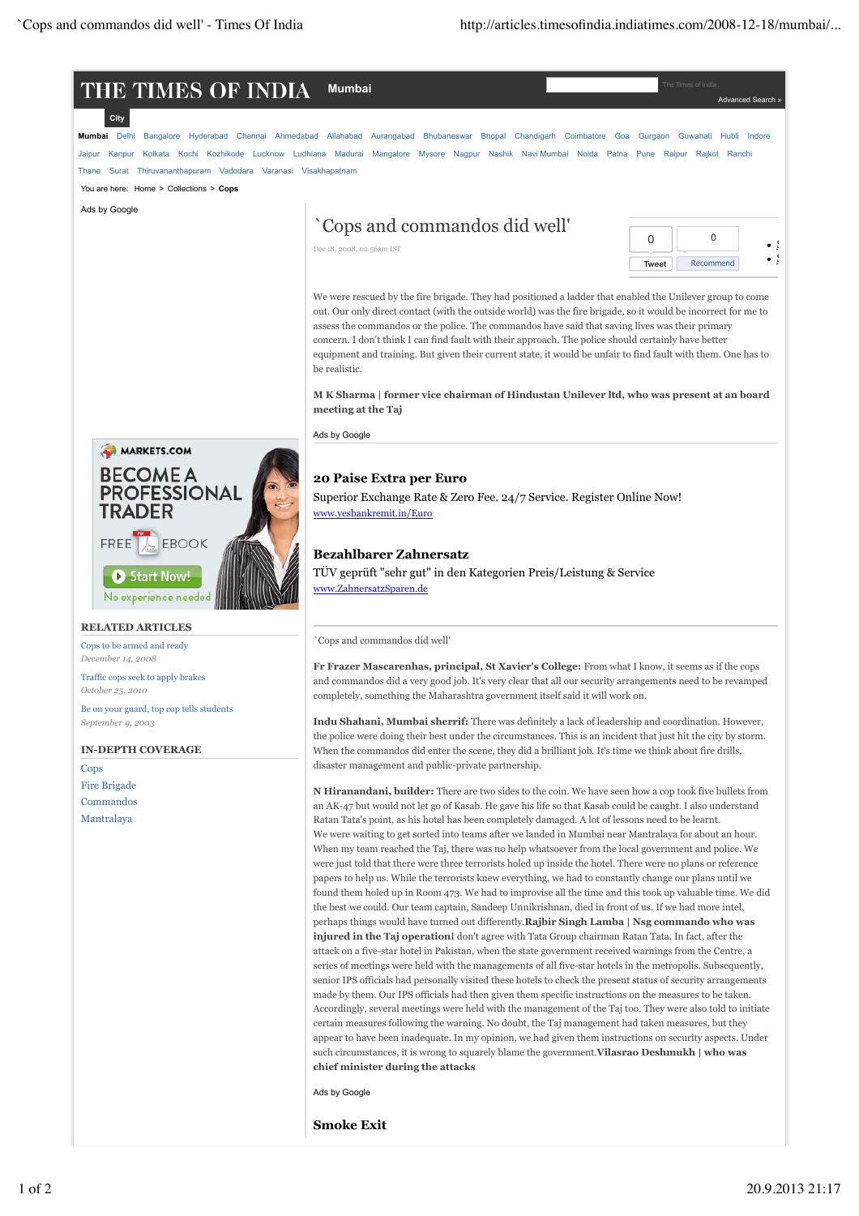# `Cops and commandos did well'

Dec 18, 2008, 02.56am IST

We were rescued by the fire brigade. They had positioned a ladder that enabled the Unilever group to come out. Our only direct contact (with the outside world) was the fire brigade, so it would be incorrect for me to assess the commandos or the police. The commandos have said that saving lives was their primary concern. I don't think I can find fault with their approach. The police should certainly have better equipment and training. But given their current state, it would be unfair to find fault with them. One has to be realistic.

**M K Sharma | former vice chairman of Hindustan Unilever ltd, who was present at an board meeting at the Taj**

`Cops and commandos did well'

**Fr Frazer Mascarenhas, principal, St Xavier's College:** From what I know, it seems as if the cops and commandos did a very good job. It's very clear that all our security arrangements need to be revamped completely, something the Maharashtra government itself said it will work on.

**Indu Shahani, Mumbai sherrif:** There was definitely a lack of leadership and coordination. However, the police were doing their best under the circumstances. This is an incident that just hit the city by storm. When the commandos did enter the scene, they did a brilliant job. It's time we think about fire drills, disaster management and public-private partnership.

**N Hiranandani, builder:** There are two sides to the coin. We have seen how a cop took five bullets from an AK-47 but would not let go of Kasab. He gave his life so that Kasab could be caught. I also understand Ratan Tata's point, as his hotel has been completely damaged. A lot of lessons need to be learnt.

We were waiting to get sorted into teams after we landed in Mumbai near Mantralaya for about an hour. When my team reached the Taj, there was no help whatsoever from the local government and police. We were just told that there were three terrorists holed up inside the hotel. There were no plans or reference papers to help us. While the terrorists knew everything, we had to constantly change our plans until we found them holed up in Room 473. We had to improvise all the time and this took up valuable time. We did the best we could. Our team captain, Sandeep Unnikrishnan, died in front of us. If we had more intel, perhaps things would have turned out differently.**Rajbir Singh Lamba | Nsg commando who was injured in the Taj operation**I don't agree with Tata Group chairman Ratan Tata. In fact, after the attack on a five-star hotel in Pakistan, when the state government received warnings from the Centre, a series of meetings were held with the managements of all five-star hotels in the metropolis. Subsequently, senior IPS officials had personally visited these hotels to check the present status of security arrangements made by them. Our IPS officials had then given them specific instructions on the measures to be taken. Accordingly, several meetings were held with the management of the Taj too. They were also told to initiate certain measures following the warning. No doubt, the Taj management had taken measures, but they appear to have been inadequate. In my opinion, we had given them instructions on security aspects. Under such circumstances, it is wrong to squarely blame the government.**Vilasrao Deshmukh | who was chief minister during the attacks**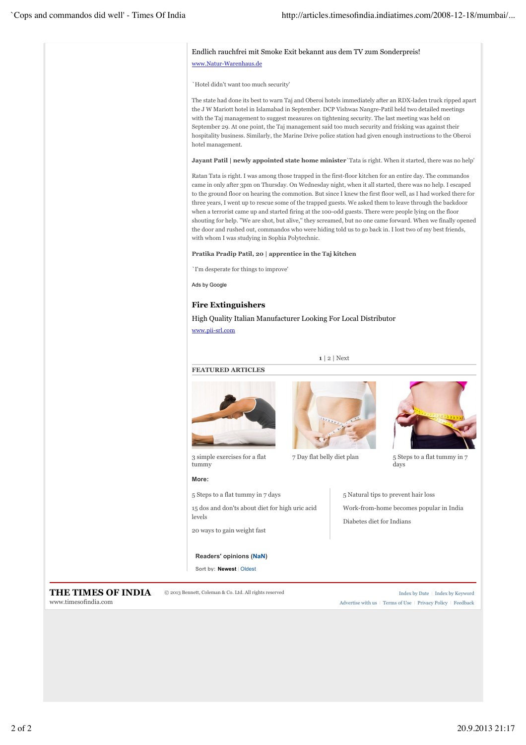Endlich rauchfrei mit Smoke Exit bekannt aus dem TV zum Sonderpreis!

www.Natur-Warenhaus.de

`Hotel didn't want too much security'

The state had done its best to warn Taj and Oberoi hotels immediately after an RDX-laden truck ripped apart the J W Mariott hotel in Islamabad in September. DCP Vishwas Nangre-Patil held two detailed meetings with the Taj management to suggest measures on tightening security. The last meeting was held on September 29. At one point, the Taj management said too much security and frisking was against their hospitality business. Similarly, the Marine Drive police station had given enough instructions to the Oberoi hotel management.

**Jayant Patil | newly appointed state home minister**`Tata is right. When it started, there was no help'

Ratan Tata is right. I was among those trapped in the first-floor kitchen for an entire day. The commandos came in only after 3pm on Thursday. On Wednesday night, when it all started, there was no help. I escaped to the ground floor on hearing the commotion. But since I knew the first floor well, as I had worked there for three years, I went up to rescue some of the trapped guests. We asked them to leave through the backdoor when a terrorist came up and started firing at the 100-odd guests. There were people lying on the floor shouting for help. "We are shot, but alive," they screamed, but no one came forward. When we finally opened the door and rushed out, commandos who were hiding told us to go back in. I lost two of my best friends, with whom I was studying in Sophia Polytechnic.

**Pratika Pradip Patil, 20 | apprentice in the Taj kitchen**

`I'm desperate for things to improve'

Ads by Google

**Fire Extinguishers**

High Quality Italian Manufacturer Looking For Local Distributor

www.pii-srl.com

**1** | 2 | Next

**FEATURED ARTICLES**

3 simple exercises for a flat tummy

7 Day flat belly diet plan

5 Steps to a flat tummy in 7 days

**More:**

5 Steps to a flat tummy in 7 days

15 dos and don'ts about diet for high uric acid levels

20 ways to gain weight fast

5 Natural tips to prevent hair loss

Work-from-home becomes popular in India

Diabetes diet for Indians

**Readers' opinions (NaN)**

Sort by: **Newest** | Oldest

**THE TIMES OF INDIA**
www.timesofindia.com

© 2013 Bennett, Coleman & Co. Ltd. All rights reserved

Index by Date | Index by Keyword

Advertise with us | Terms of Use | Privacy Policy | Feedback